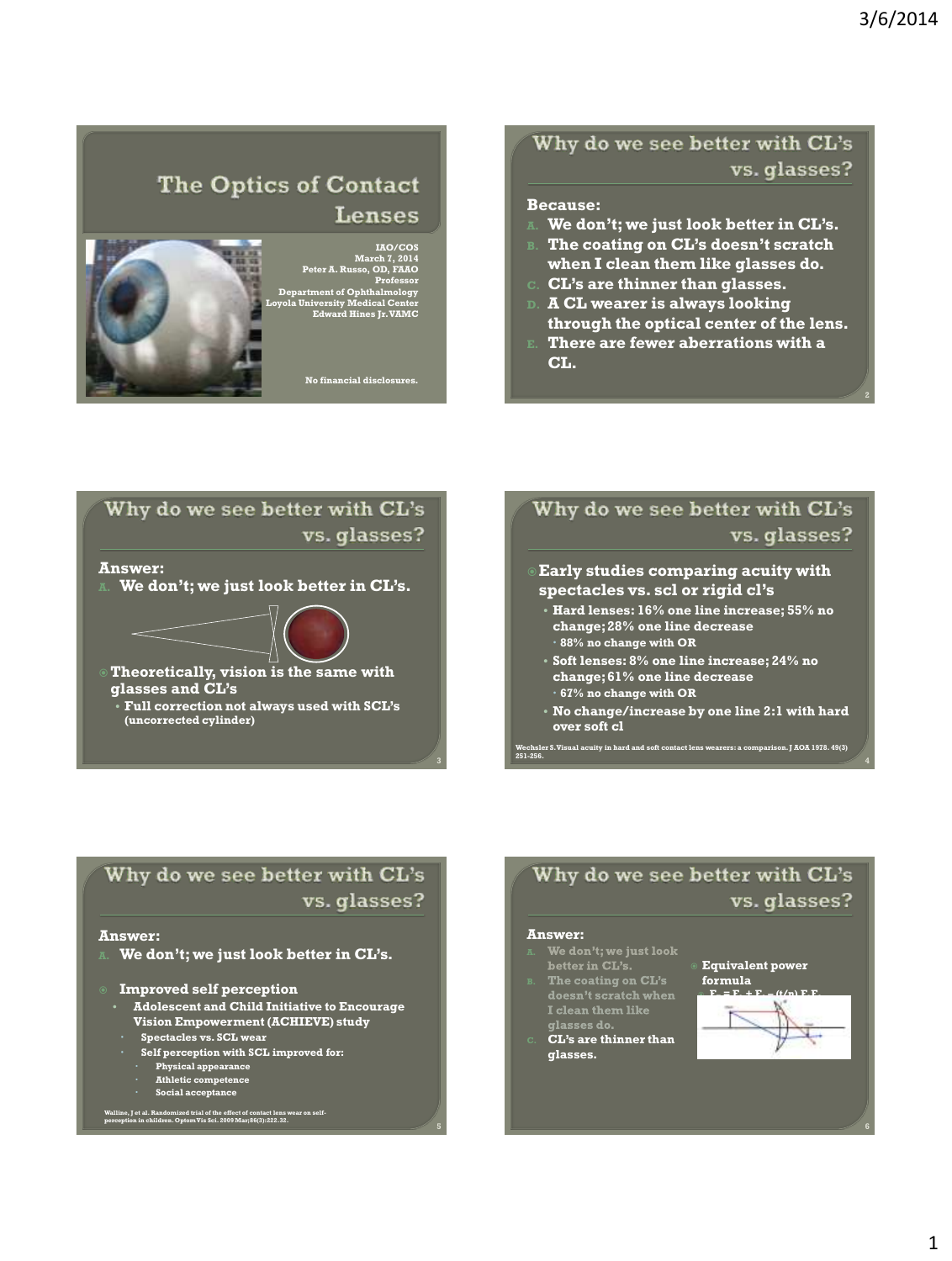# The Optics of Contact Lenses

IAO/COS
March 7, 2014
Peter A. Russo, OD, FAAO
Professor
Department of Ophthalmology
Loyola University Medical Center
Edward Hines Jr. VAMC

No financial disclosures.

## Why do we see better with CL's vs. glasses?

**Because:**

A. We don't; we just look better in CL's.
B. The coating on CL's doesn't scratch when I clean them like glasses do.
C. CL's are thinner than glasses.
D. A CL wearer is always looking through the optical center of the lens.
E. There are fewer aberrations with a CL.

## Why do we see better with CL's vs. glasses?

**Answer:**

A. We don't; we just look better in CL's.

- Theoretically, vision is the same with glasses and CL's
  - Full correction not always used with SCL's (uncorrected cylinder)

## Why do we see better with CL's vs. glasses?

- Early studies comparing acuity with spectacles vs. scl or rigid cl's
  - Hard lenses: 16% one line increase; 55% no change; 28% one line decrease
    - 88% no change with OR
  - Soft lenses: 8% one line increase; 24% no change; 61% one line decrease
    - 67% no change with OR
  - No change/increase by one line 2:1 with hard over soft cl

Wechsler S. Visual acuity in hard and soft contact lens wearers: a comparison. J AOA 1978. 49(3) 251-256.

## Why do we see better with CL's vs. glasses?

**Answer:**

A. We don't; we just look better in CL's.

- Improved self perception
  - Adolescent and Child Initiative to Encourage Vision Empowerment (ACHIEVE) study
    - Spectacles vs. SCL wear
    - Self perception with SCL improved for:
      - Physical appearance
      - Athletic competence
      - Social acceptance

Walline, J et al. Randomized trial of the effect of contact lens wear on self-perception in children. Optom Vis Sci. 2009 Mar;86(3):222.32.

## Why do we see better with CL's vs. glasses?

**Answer:**

A. We don't; we just look better in CL's.
B. The coating on CL's doesn't scratch when I clean them like glasses do.
C. CL's are thinner than glasses.

- Equivalent power formula
  - $F_e = F_1 + F_2 - (t/n) F_1 F_2$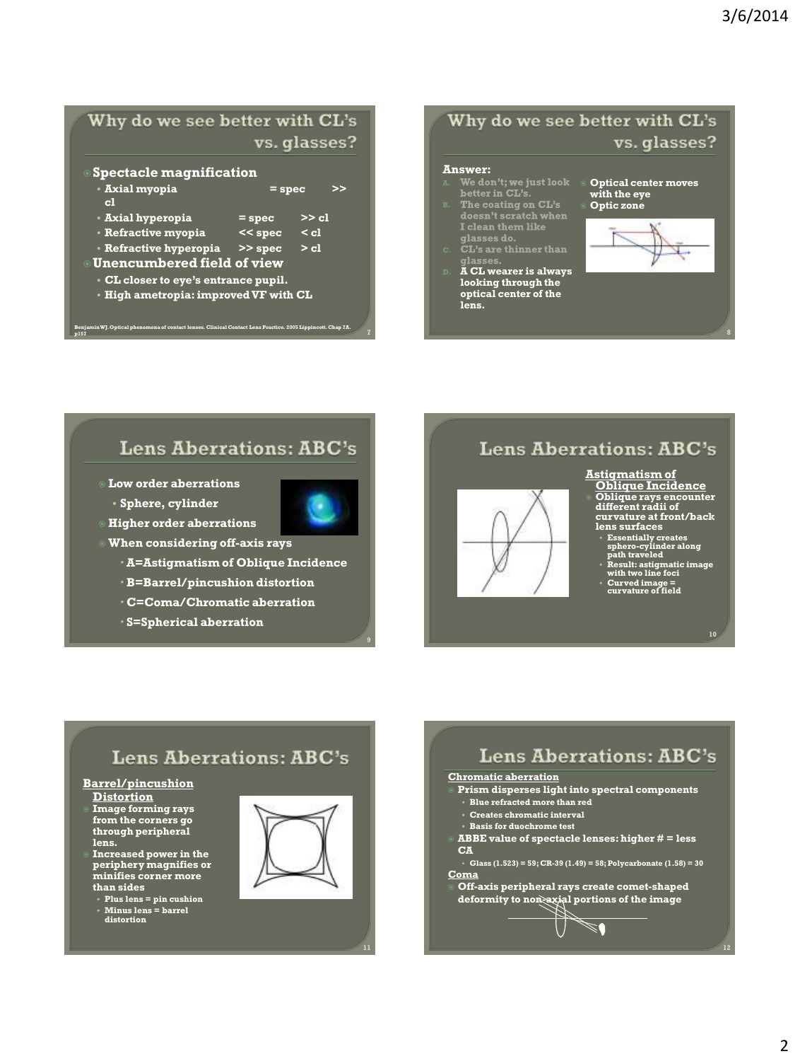## Why do we see better with CL's vs. glasses?

- **Spectacle magnification**
  - Axial myopia = spec >> cl
  - Axial hyperopia = spec >> cl
  - Refractive myopia << spec < cl
  - Refractive hyperopia >> spec > cl
- **Unencumbered field of view**
  - CL closer to eye's entrance pupil.
  - High ametropia: improved VF with CL

Benjamin WJ. Optical phenomena of contact lenses. Clinical Contact Lens Practice. 2005 Lippincott. Chap 7A. p157

## Why do we see better with CL's vs. glasses?

**Answer:**

A. We don't; we just look better in CL's.
B. The coating on CL's doesn't scratch when I clean them like glasses do.
C. CL's are thinner than glasses.
D. **A CL wearer is always looking through the optical center of the lens.**

- **Optical center moves with the eye**
- **Optic zone**

## Lens Aberrations: ABC's

- **Low order aberrations**
  - Sphere, cylinder
- **Higher order aberrations**
- **When considering off-axis rays**
  - A=Astigmatism of Oblique Incidence
  - B=Barrel/pincushion distortion
  - C=Coma/Chromatic aberration
  - S=Spherical aberration

## Lens Aberrations: ABC's

**Astigmatism of Oblique Incidence**

- Oblique rays encounter different radii of curvature at front/back lens surfaces
  - Essentially creates sphero-cylinder along path traveled
  - Result: astigmatic image with two line foci
  - Curved image = curvature of field

## Lens Aberrations: ABC's

**Barrel/pincushion Distortion**

- Image forming rays from the corners go through peripheral lens.
- Increased power in the periphery magnifies or minifies corner more than sides
  - Plus lens = pin cushion
  - Minus lens = barrel distortion

## Lens Aberrations: ABC's

**Chromatic aberration**

- Prism disperses light into spectral components
  - Blue refracted more than red
  - Creates chromatic interval
  - Basis for duochrome test
- ABBE value of spectacle lenses: higher # = less CA
  - Glass (1.523) = 59; CR-39 (1.49) = 58; Polycarbonate (1.58) = 30

**Coma**

- Off-axis peripheral rays create comet-shaped deformity to non-axial portions of the image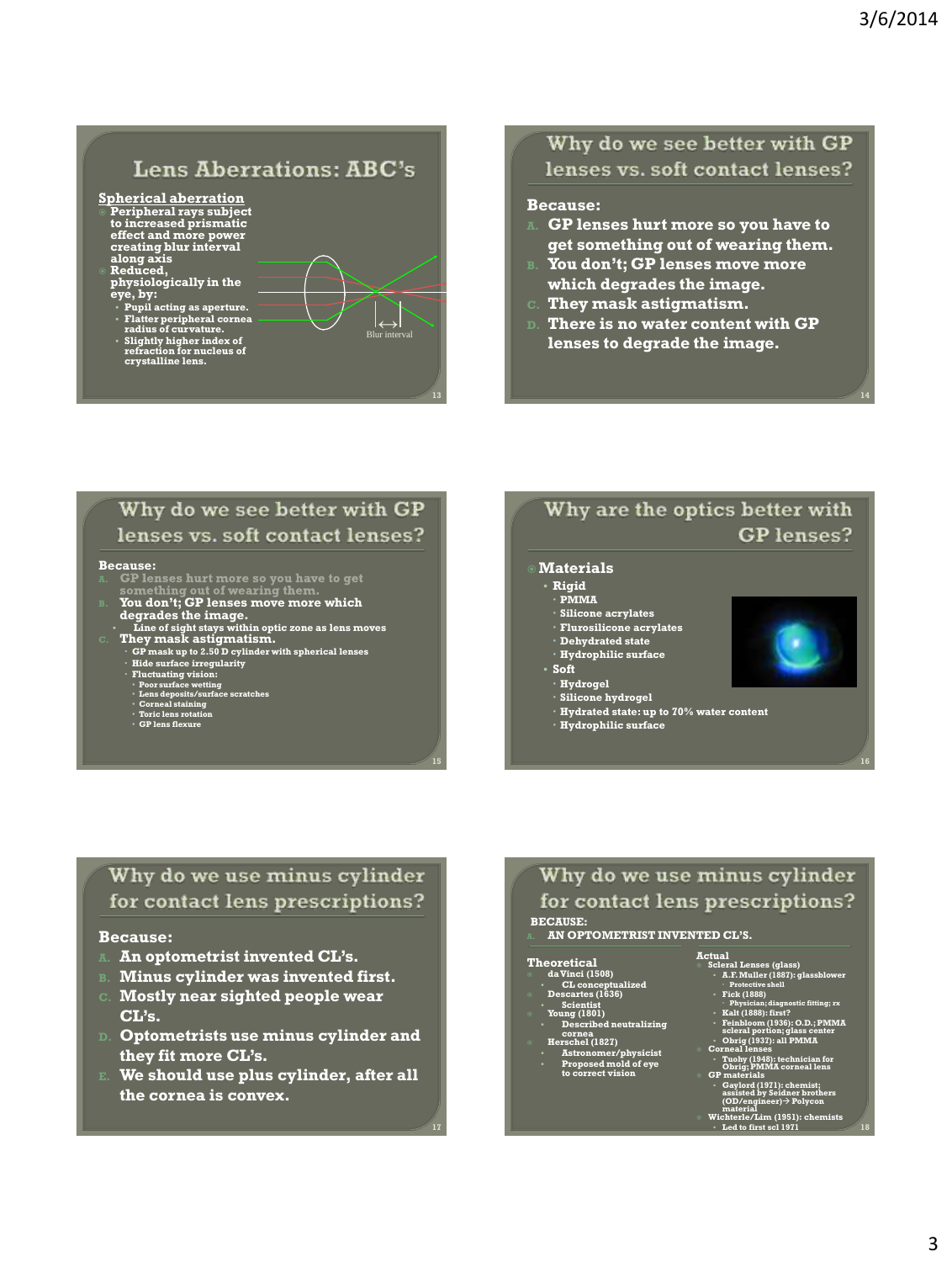## Lens Aberrations: ABC's

**Spherical aberration**

- Peripheral rays subject to increased prismatic effect and more power creating blur interval along axis
- Reduced, physiologically in the eye, by:
  - Pupil acting as aperture.
  - Flatter peripheral cornea radius of curvature.
  - Slightly higher index of refraction for nucleus of crystalline lens.

Blur interval

## Why do we see better with GP lenses vs. soft contact lenses?

**Because:**

A. GP lenses hurt more so you have to get something out of wearing them.
B. You don't; GP lenses move more which degrades the image.
C. They mask astigmatism.
D. There is no water content with GP lenses to degrade the image.

## Why do we see better with GP lenses vs. soft contact lenses?

**Because:**

A. GP lenses hurt more so you have to get something out of wearing them.
B. You don't; GP lenses move more which degrades the image.
   - Line of sight stays within optic zone as lens moves
C. They mask astigmatism.
   - GP mask up to 2.50 D cylinder with spherical lenses
   - Hide surface irregularity
   - Fluctuating vision:
     - Poor surface wetting
     - Lens deposits/surface scratches
     - Corneal staining
     - Toric lens rotation
     - GP lens flexure

## Why are the optics better with GP lenses?

- **Materials**
  - Rigid
    - PMMA
    - Silicone acrylates
    - Flurosilicone acrylates
    - Dehydrated state
    - Hydrophilic surface
  - Soft
    - Hydrogel
    - Silicone hydrogel
    - Hydrated state: up to 70% water content
    - Hydrophilic surface

## Why do we use minus cylinder for contact lens prescriptions?

**Because:**

A. An optometrist invented CL's.
B. Minus cylinder was invented first.
C. Mostly near sighted people wear CL's.
D. Optometrists use minus cylinder and they fit more CL's.
E. We should use plus cylinder, after all the cornea is convex.

## Why do we use minus cylinder for contact lens prescriptions?

**BECAUSE:**

A. AN OPTOMETRIST INVENTED CL'S.

**Theoretical**

- da Vinci (1508)
  - CL conceptualized
- Descartes (1636)
  - Scientist
- Young (1801)
  - Described neutralizing cornea
- Herschel (1827)
  - Astronomer/physicist
  - Proposed mold of eye to correct vision

**Actual**

- Scleral Lenses (glass)
  - A.F. Muller (1887): glassblower
    - Protective shell
  - Fick (1888)
    - Physician; diagnostic fitting; rx
  - Kalt (1888): first?
  - Feinbloom (1936): O.D.; PMMA scleral portion; glass center
  - Obrig (1937): all PMMA
- Corneal lenses
  - Tuohy (1948): technician for Obrig; PMMA corneal lens
- GP materials
  - Gaylord (1971): chemist; assisted by Seidner brothers (OD/engineer)→ Polycon material
- Wichterle/Lim (1951): chemists
  - Led to first scl 1971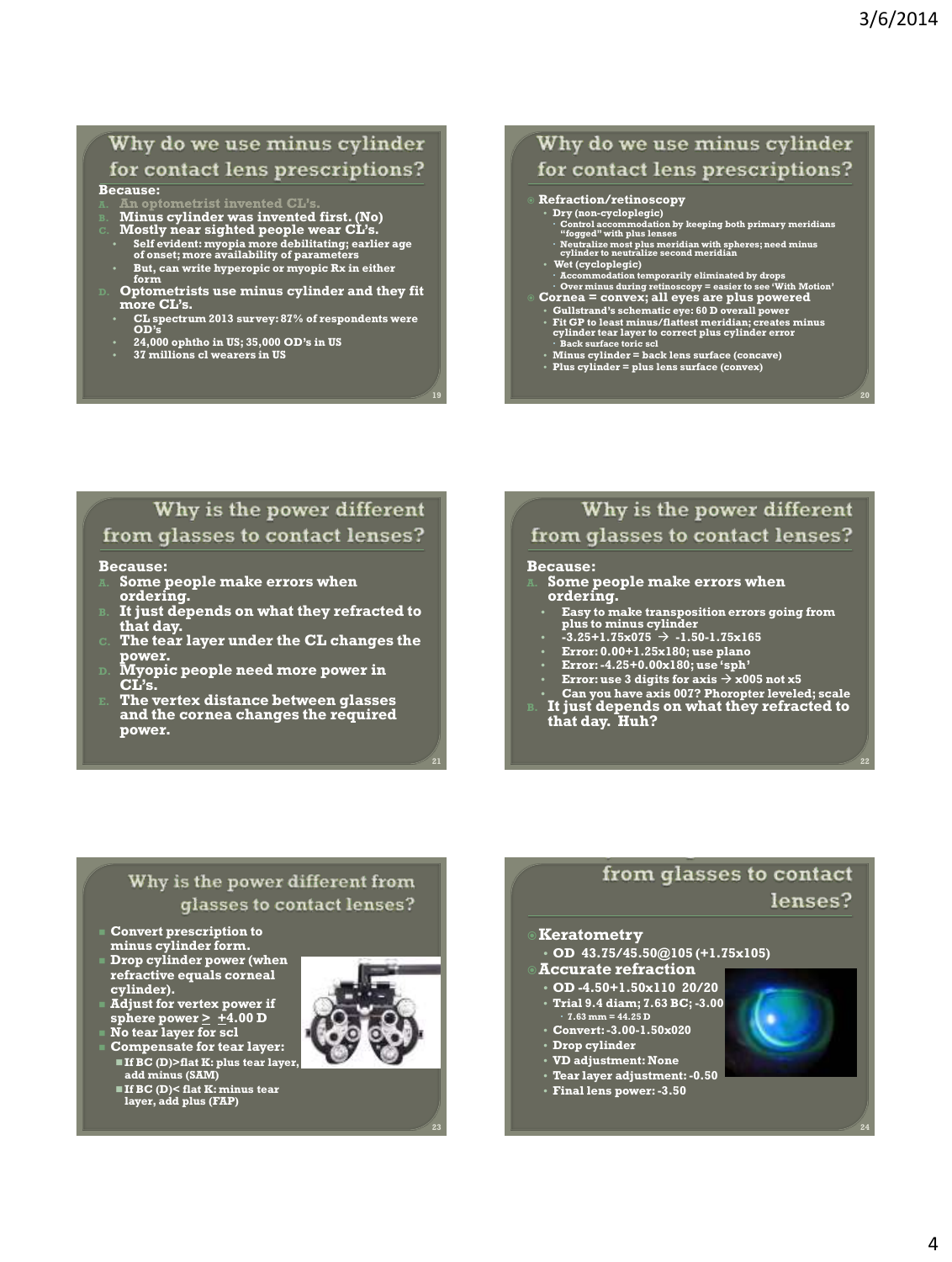## Why do we use minus cylinder for contact lens prescriptions?

**Because:**

A. An optometrist invented CL's.
B. Minus cylinder was invented first. (No)
C. Mostly near sighted people wear CL's.
  - Self evident: myopia more debilitating; earlier age of onset; more availability of parameters
  - But, can write hyperopic or myopic Rx in either form
D. Optometrists use minus cylinder and they fit more CL's.
  - CL spectrum 2013 survey: 87% of respondents were OD's
  - 24,000 ophtho in US; 35,000 OD's in US
  - 37 millions cl wearers in US

## Why do we use minus cylinder for contact lens prescriptions?

- Refraction/retinoscopy
  - Dry (non-cycloplegic)
    - Control accommodation by keeping both primary meridians "fogged" with plus lenses
    - Neutralize most plus meridian with spheres; need minus cylinder to neutralize second meridian
  - Wet (cycloplegic)
    - Accommodation temporarily eliminated by drops
    - Over minus during retinoscopy = easier to see 'With Motion'
- Cornea = convex; all eyes are plus powered
  - Gullstrand's schematic eye: 60 D overall power
  - Fit GP to least minus/flattest meridian; creates minus cylinder tear layer to correct plus cylinder error
    - Back surface toric scl
  - Minus cylinder = back lens surface (concave)
  - Plus cylinder = plus lens surface (convex)

## Why is the power different from glasses to contact lenses?

**Because:**

A. Some people make errors when ordering.
B. It just depends on what they refracted to that day.
C. The tear layer under the CL changes the power.
D. Myopic people need more power in CL's.
E. The vertex distance between glasses and the cornea changes the required power.

## Why is the power different from glasses to contact lenses?

**Because:**

A. Some people make errors when ordering.
  - Easy to make transposition errors going from plus to minus cylinder
  - -3.25+1.75x075 → -1.50-1.75x165
  - Error: 0.00+1.25x180; use plano
  - Error: -4.25+0.00x180; use 'sph'
  - Error: use 3 digits for axis → x005 not x5
  - Can you have axis 007? Phoropter leveled; scale
B. It just depends on what they refracted to that day. Huh?

## Why is the power different from glasses to contact lenses?

- Convert prescription to minus cylinder form.
- Drop cylinder power (when refractive equals corneal cylinder).
- Adjust for vertex power if sphere power ≥ +4.00 D
- No tear layer for scl
- Compensate for tear layer:
  - If BC (D)>flat K: plus tear layer, add minus (SAM)
  - If BC (D)< flat K: minus tear layer, add plus (FAP)

## ... from glasses to contact lenses?

- Keratometry
  - OD 43.75/45.50@105 (+1.75x105)
- Accurate refraction
  - OD -4.50+1.50x110 20/20
  - Trial 9.4 diam; 7.63 BC; -3.00
    - 7.63 mm = 44.25 D
  - Convert: -3.00-1.50x020
  - Drop cylinder
  - VD adjustment: None
  - Tear layer adjustment: -0.50
  - Final lens power: -3.50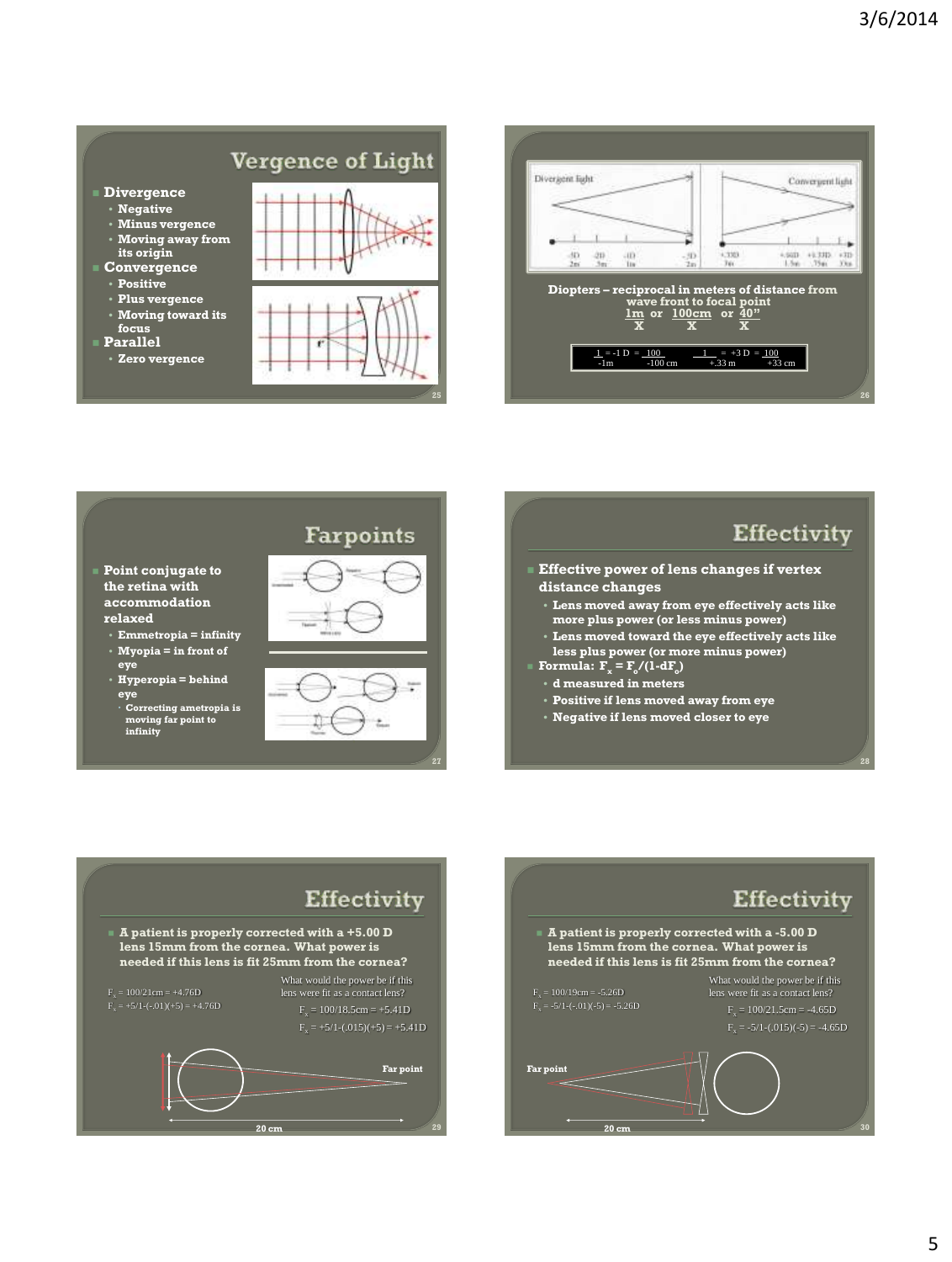## Vergence of Light

- **Divergence**
  - Negative
  - Minus vergence
  - Moving away from its origin
- **Convergence**
  - Positive
  - Plus vergence
  - Moving toward its focus
- **Parallel**
  - Zero vergence

---

Divergent light | Convergent light

-5D 2m, -2D .5m, -1D 1m, -.5D 2m | +.33D 3m, +.66D 1.5m, +1.33D .75m, +3D 33m

**Diopters – reciprocal in meters of distance from wave front to focal point**

$$\frac{1m}{X} \text{ or } \frac{100cm}{X} \text{ or } \frac{40''}{X}$$

$\frac{1}{-1m} = -1\text{ D} = \frac{100}{-100\text{ cm}}$ $\qquad$ $\frac{1}{+.33\text{ m}} = +3\text{ D} = \frac{100}{+33\text{ cm}}$

---

## Farpoints

- **Point conjugate to the retina with accommodation relaxed**
  - Emmetropia = infinity
  - Myopia = in front of eye
  - Hyperopia = behind eye
    - Correcting ametropia is moving far point to infinity

---

## Effectivity

- **Effective power of lens changes if vertex distance changes**
  - Lens moved away from eye effectively acts like more plus power (or less minus power)
  - Lens moved toward the eye effectively acts like less plus power (or more minus power)
- **Formula: $F_x = F_o/(1\text{-}dF_o)$**
  - d measured in meters
  - Positive if lens moved away from eye
  - Negative if lens moved closer to eye

---

## Effectivity

- **A patient is properly corrected with a +5.00 D lens 15mm from the cornea. What power is needed if this lens is fit 25mm from the cornea?**

$F_x = 100/21\text{cm} = +4.76\text{D}$

$F_x = +5/1\text{-}(-.01)(+5) = +4.76\text{D}$

What would the power be if this lens were fit as a contact lens?

$F_x = 100/18.5\text{cm} = +5.41\text{D}$

$F_x = +5/1\text{-}(.015)(+5) = +5.41\text{D}$

Far point

20 cm

---

## Effectivity

- **A patient is properly corrected with a -5.00 D lens 15mm from the cornea. What power is needed if this lens is fit 25mm from the cornea?**

$F_x = 100/19\text{cm} = -5.26\text{D}$

$F_x = -5/1\text{-}(-.01)(-5) = -5.26\text{D}$

What would the power be if this lens were fit as a contact lens?

$F_x = 100/21.5\text{cm} = -4.65\text{D}$

$F_x = -5/1\text{-}(.015)(-5) = -4.65\text{D}$

Far point

20 cm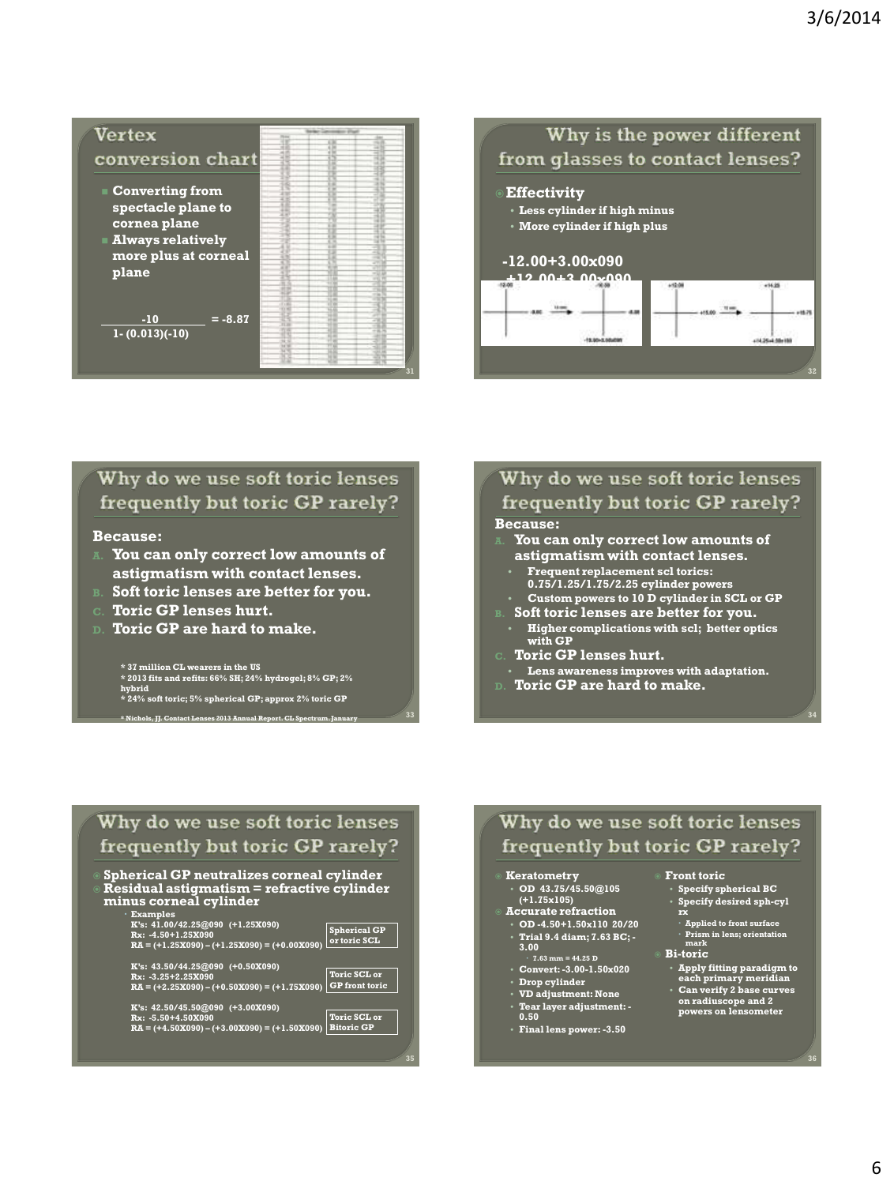## Vertex conversion chart

- Converting from spectacle plane to cornea plane
- Always relatively more plus at corneal plane

$$\frac{-10}{1-(0.013)(-10)} = -8.87$$

## Why is the power different from glasses to contact lenses?

- **Effectivity**
  - Less cylinder if high minus
  - More cylinder if high plus

-12.00+3.00x090

+12.00+3.00x090

## Why do we use soft toric lenses frequently but toric GP rarely?

**Because:**

A. You can only correct low amounts of astigmatism with contact lenses.

B. Soft toric lenses are better for you.

C. Toric GP lenses hurt.

D. Toric GP are hard to make.

* 37 million CL wearers in the US
* 2013 fits and refits: 66% SH; 24% hydrogel; 8% GP; 2% hybrid
* 24% soft toric; 5% spherical GP; approx 2% toric GP

* Nichols, JJ. Contact Lenses 2013 Annual Report. CL Spectrum. January

## Why do we use soft toric lenses frequently but toric GP rarely?

**Because:**

A. You can only correct low amounts of astigmatism with contact lenses.
   - Frequent replacement scl torics: 0.75/1.25/1.75/2.25 cylinder powers
   - Custom powers to 10 D cylinder in SCL or GP

B. Soft toric lenses are better for you.
   - Higher complications with scl; better optics with GP

C. Toric GP lenses hurt.
   - Lens awareness improves with adaptation.

D. Toric GP are hard to make.

## Why do we use soft toric lenses frequently but toric GP rarely?

- Spherical GP neutralizes corneal cylinder
- Residual astigmatism = refractive cylinder minus corneal cylinder
  - Examples

K's: 41.00/42.25@090 (+1.25X090)
Rx: -4.50+1.25X090
RA = (+1.25X090) – (+1.25X090) = (+0.00X090) — **Spherical GP or toric SCL**

K's: 43.50/44.25@090 (+0.50X090)
Rx: -3.25+2.25X090
RA = (+2.25X090) – (+0.50X090) = (+1.75X090) — **Toric SCL or GP front toric**

K's: 42.50/45.50@090 (+3.00X090)
Rx: -5.50+4.50X090
RA = (+4.50X090) – (+3.00X090) = (+1.50X090) — **Toric SCL or Bitoric GP**

## Why do we use soft toric lenses frequently but toric GP rarely?

- **Keratometry**
  - OD 43.75/45.50@105 (+1.75x105)
- **Accurate refraction**
  - OD -4.50+1.50x110 20/20
  - Trial 9.4 diam; 7.63 BC; -3.00
    - 7.63 mm = 44.25 D
  - Convert: -3.00-1.50x020
  - Drop cylinder
  - VD adjustment: None
  - Tear layer adjustment: -0.50
  - Final lens power: -3.50
- **Front toric**
  - Specify spherical BC
  - Specify desired sph-cyl rx
    - Applied to front surface
    - Prism in lens; orientation mark
- **Bi-toric**
  - Apply fitting paradigm to each primary meridian
  - Can verify 2 base curves on radiuscope and 2 powers on lensometer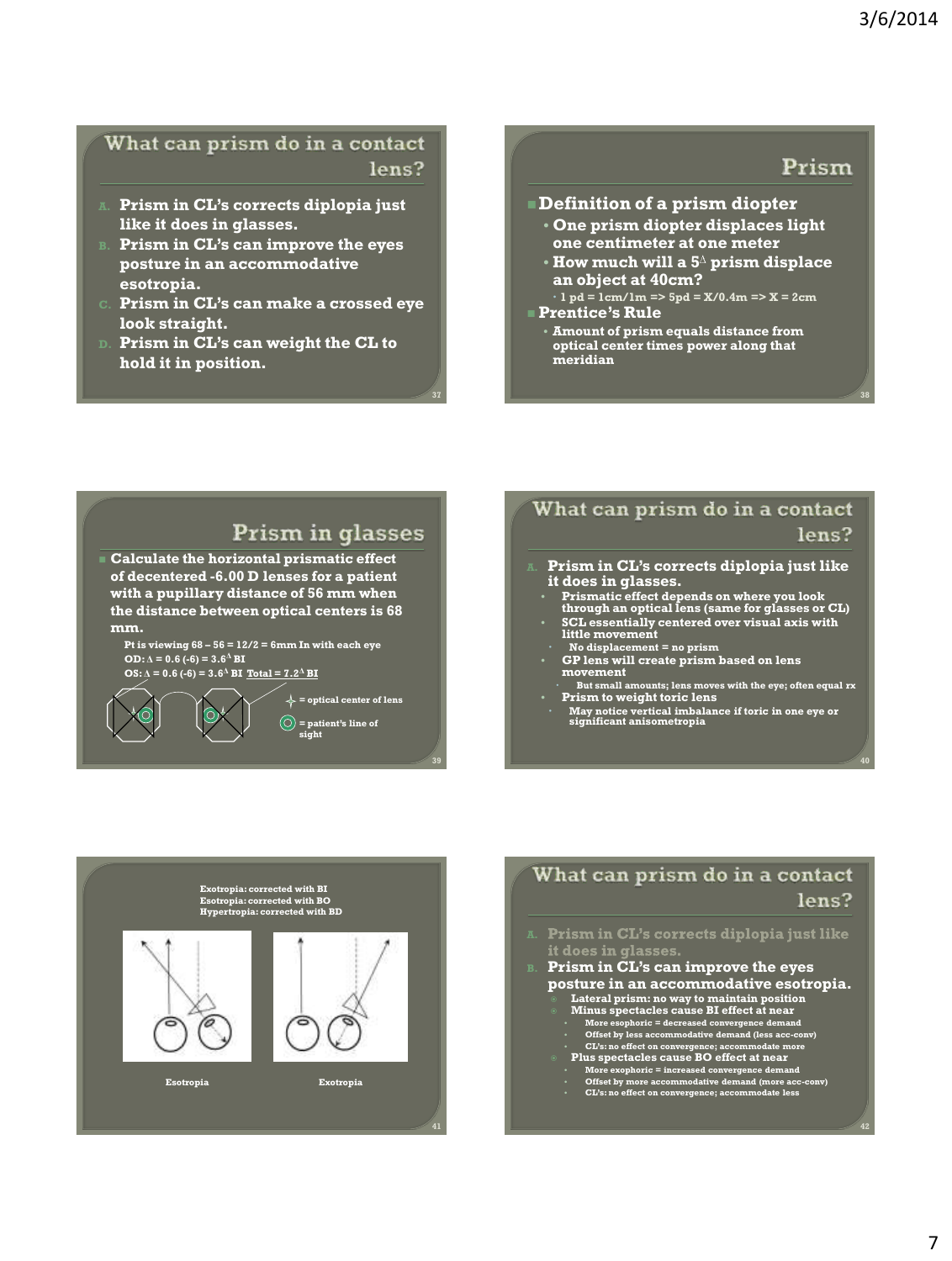## What can prism do in a contact lens?

A. Prism in CL's corrects diplopia just like it does in glasses.
B. Prism in CL's can improve the eyes posture in an accommodative esotropia.
C. Prism in CL's can make a crossed eye look straight.
D. Prism in CL's can weight the CL to hold it in position.

## Prism

- **Definition of a prism diopter**
  - One prism diopter displaces light one centimeter at one meter
  - How much will a $5^{\Delta}$ prism displace an object at 40cm?
    - 1 pd = 1cm/1m => 5pd = X/0.4m => X = 2cm
- **Prentice's Rule**
  - Amount of prism equals distance from optical center times power along that meridian

## Prism in glasses

- Calculate the horizontal prismatic effect of decentered -6.00 D lenses for a patient with a pupillary distance of 56 mm when the distance between optical centers is 68 mm.

Pt is viewing 68 – 56 = 12/2 = 6mm In with each eye

OD: $\Delta = 0.6 (-6) = 3.6^{\Delta}$ BI

OS: $\Delta = 0.6 (-6) = 3.6^{\Delta}$ BI **Total = $7.2^{\Delta}$ BI**

= optical center of lens

= patient's line of sight

## What can prism do in a contact lens?

A. Prism in CL's corrects diplopia just like it does in glasses.
   - Prismatic effect depends on where you look through an optical lens (same for glasses or CL)
   - SCL essentially centered over visual axis with little movement
     - No displacement = no prism
   - GP lens will create prism based on lens movement
     - But small amounts; lens moves with the eye; often equal rx
   - Prism to weight toric lens
     - May notice vertical imbalance if toric in one eye or significant anisometropia

Exotropia: corrected with BI
Esotropia: corrected with BO
Hypertropia: corrected with BD

Esotropia

Exotropia

## What can prism do in a contact lens?

A. Prism in CL's corrects diplopia just like it does in glasses.
B. Prism in CL's can improve the eyes posture in an accommodative esotropia.
   - Lateral prism: no way to maintain position
   - Minus spectacles cause BI effect at near
     - More esophoric = decreased convergence demand
     - Offset by less accommodative demand (less acc-conv)
     - CL's: no effect on convergence; accommodate more
   - Plus spectacles cause BO effect at near
     - More exophoric = increased convergence demand
     - Offset by more accommodative demand (more acc-conv)
     - CL's: no effect on convergence; accommodate less